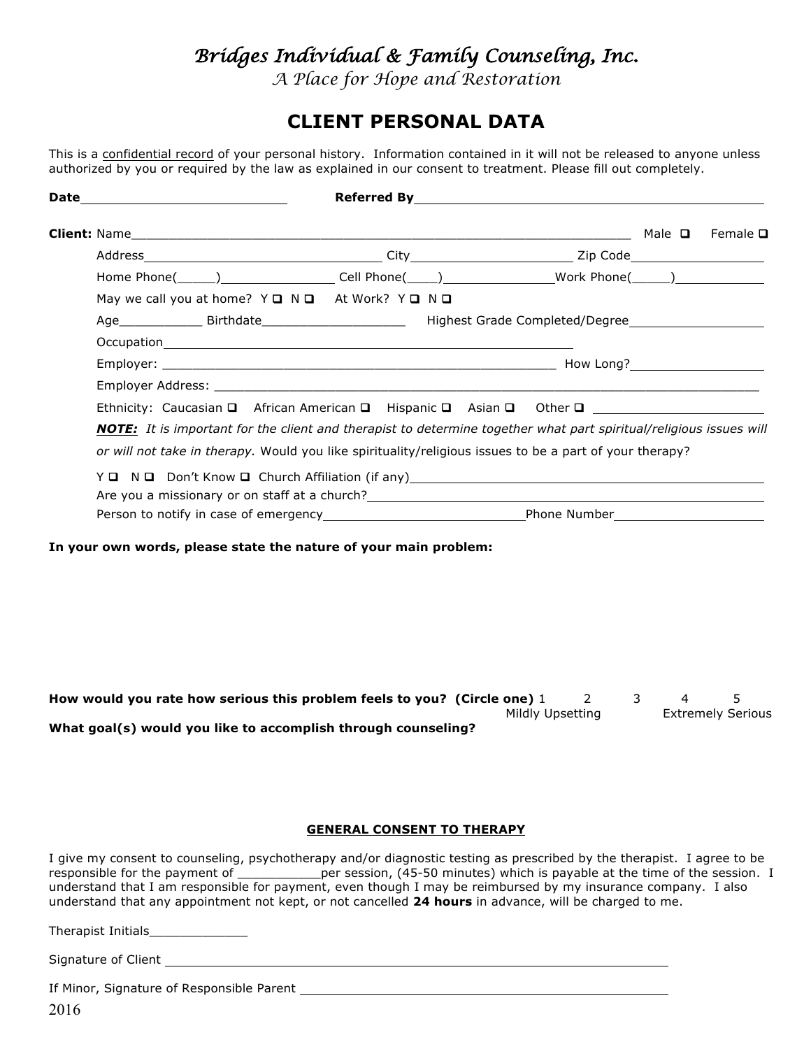# *Bridges Individual & Family Counseling, Inc.*

*A Place for Hope and Restoration*

## CLIENT PERSONAL DATA

This is a confidential record of your personal history. Information contained in it will not be released to anyone unless authorized by you or required by the law as explained in our consent to treatment. Please fill out completely.

**Date**__________________________ **Referred By**______________________________________________

**Client:** Name_________________________________________________________________ Male ❑ Female ❑

Address_________________________________ City______________________ Zip Code__________________

Home Phone(_____)_______________ Cell Phone(____)______________Work Phone(_____)____________

May we call you at home? Y ❑ N ❑ At Work? Y ❑ N ❑

Age___________ Birthdate___________________ Highest Grade Completed/Degree__________________

Occupation_______________________________________________________

Employer: _____________________________________________________ How Long?_________________

Employer Address: ___________________________________________________________________________

Ethnicity: Caucasian ❑ African American ❑ Hispanic ❑ Asian ❑ Other ❑ _______________________

***NOTE:*** *It is important for the client and therapist to determine together what part spiritual/religious issues will or will not take in therapy.* Would you like spirituality/religious issues to be a part of your therapy?

Y ❑ N ❑ Don't Know ❑ Church Affiliation (if any)__________________________________________________

Are you a missionary or on staff at a church?________________________________________________________

Person to notify in case of emergency__________________________Phone Number____________________

**In your own words, please state the nature of your main problem:**

**How would you rate how serious this problem feels to you? (Circle one)** 1 2 3 4 5

Mildly Upsetting Extremely Serious

**What goal(s) would you like to accomplish through counseling?**

### GENERAL CONSENT TO THERAPY

I give my consent to counseling, psychotherapy and/or diagnostic testing as prescribed by the therapist. I agree to be responsible for the payment of ___________per session, (45-50 minutes) which is payable at the time of the session. I understand that I am responsible for payment, even though I may be reimbursed by my insurance company. I also understand that any appointment not kept, or not cancelled **24 hours** in advance, will be charged to me.

Therapist Initials_____________

Signature of Client ______________________________________________________________________

If Minor, Signature of Responsible Parent ___________________________________________________

2016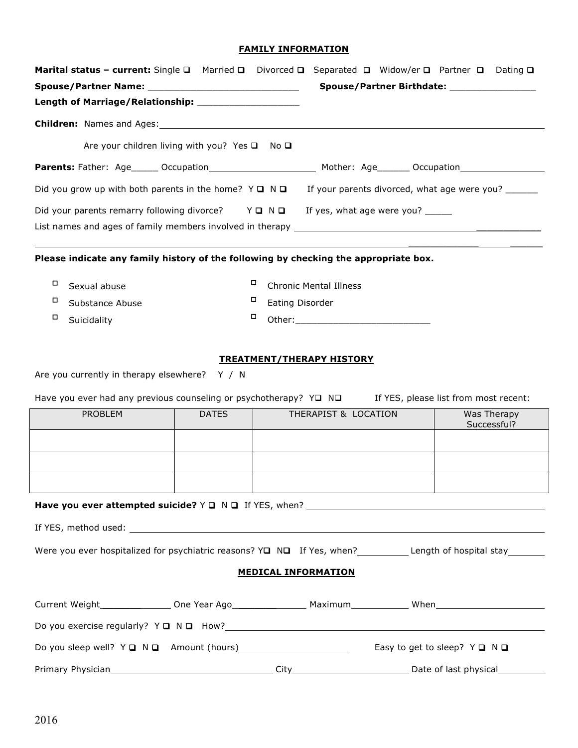## FAMILY INFORMATION

**Marital status – current:** Single ❑ Married ❑ Divorced ❑ Separated ❑ Widow/er ❑ Partner ❑ Dating ❑

**Spouse/Partner Name:** ___________________________ **Spouse/Partner Birthdate:** _______________

**Length of Marriage/Relationship:** __________________

**Children:** Names and Ages: ____________________________________________________________

Are your children living with you? Yes ❑ No ❑

**Parents:** Father: Age_____ Occupation____________________ Mother: Age______ Occupation________________

Did you grow up with both parents in the home? Y ❑ N ❑ If your parents divorced, what age were you? ______

Did your parents remarry following divorce? Y ❑ N ❑ If yes, what age were you? _____

List names and ages of family members involved in therapy ____________________________________________

______________________________________________________________________________

**Please indicate any family history of the following by checking the appropriate box.**

- ❑ Sexual abuse
- ❑ Substance Abuse
- ❑ Suicidality
- ❑ Chronic Mental Illness
- ❑ Eating Disorder
- ❑ Other:_________________________

## TREATMENT/THERAPY HISTORY

Are you currently in therapy elsewhere? Y / N

Have you ever had any previous counseling or psychotherapy? Y❑ N❑ If YES, please list from most recent:

| PROBLEM | DATES | THERAPIST & LOCATION | Was Therapy Successful? |
| --- | --- | --- | --- |
| | | | |
| | | | |
| | | | |

**Have you ever attempted suicide?** Y ❑ N ❑ If YES, when? ________________________________

If YES, method used: ______________________________________________________________

Were you ever hospitalized for psychiatric reasons? Y❑ N❑ If Yes, when?__________ Length of hospital stay_______

## MEDICAL INFORMATION

Current Weight_____________ One Year Ago_____________ Maximum___________ When____________________

Do you exercise regularly? Y ❑ N ❑ How?____________________________________________

Do you sleep well? Y ❑ N ❑ Amount (hours)____________________ Easy to get to sleep? Y ❑ N ❑

Primary Physician______________________________ City_____________________ Date of last physical_________

2016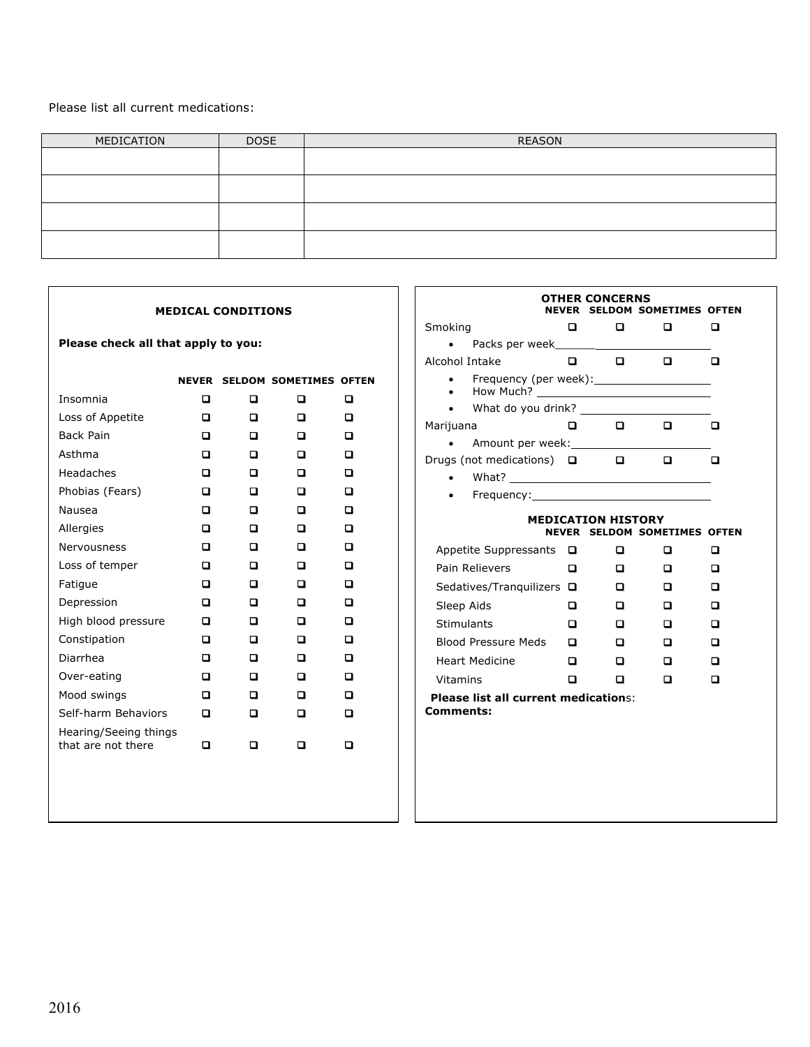Please list all current medications:

| MEDICATION | DOSE | REASON |
|---|---|---|
| | | |
| | | |
| | | |
| | | |

### MEDICAL CONDITIONS

**Please check all that apply to you:**

| | NEVER | SELDOM | SOMETIMES | OFTEN |
|---|---|---|---|---|
| Insomnia | ❑ | ❑ | ❑ | ❑ |
| Loss of Appetite | ❑ | ❑ | ❑ | ❑ |
| Back Pain | ❑ | ❑ | ❑ | ❑ |
| Asthma | ❑ | ❑ | ❑ | ❑ |
| Headaches | ❑ | ❑ | ❑ | ❑ |
| Phobias (Fears) | ❑ | ❑ | ❑ | ❑ |
| Nausea | ❑ | ❑ | ❑ | ❑ |
| Allergies | ❑ | ❑ | ❑ | ❑ |
| Nervousness | ❑ | ❑ | ❑ | ❑ |
| Loss of temper | ❑ | ❑ | ❑ | ❑ |
| Fatigue | ❑ | ❑ | ❑ | ❑ |
| Depression | ❑ | ❑ | ❑ | ❑ |
| High blood pressure | ❑ | ❑ | ❑ | ❑ |
| Constipation | ❑ | ❑ | ❑ | ❑ |
| Diarrhea | ❑ | ❑ | ❑ | ❑ |
| Over-eating | ❑ | ❑ | ❑ | ❑ |
| Mood swings | ❑ | ❑ | ❑ | ❑ |
| Self-harm Behaviors | ❑ | ❑ | ❑ | ❑ |
| Hearing/Seeing things that are not there | ❑ | ❑ | ❑ | ❑ |

### OTHER CONCERNS

| | NEVER | SELDOM | SOMETIMES | OFTEN |
|---|---|---|---|---|
| Smoking | ❑ | ❑ | ❑ | ❑ |
| Alcohol Intake | ❑ | ❑ | ❑ | ❑ |
| Marijuana | ❑ | ❑ | ❑ | ❑ |
| Drugs (not medications) | ❑ | ❑ | ❑ | ❑ |

Smoking
- Packs per week______________________

Alcohol Intake
- Frequency (per week):__________________
- How Much? __________________
- What do you drink? __________________

Marijuana
- Amount per week:__________________

Drugs (not medications)
- What? __________________
- Frequency:__________________

### MEDICATION HISTORY

| | NEVER | SELDOM | SOMETIMES | OFTEN |
|---|---|---|---|---|
| Appetite Suppressants | ❑ | ❑ | ❑ | ❑ |
| Pain Relievers | ❑ | ❑ | ❑ | ❑ |
| Sedatives/Tranquilizers | ❑ | ❑ | ❑ | ❑ |
| Sleep Aids | ❑ | ❑ | ❑ | ❑ |
| Stimulants | ❑ | ❑ | ❑ | ❑ |
| Blood Pressure Meds | ❑ | ❑ | ❑ | ❑ |
| Heart Medicine | ❑ | ❑ | ❑ | ❑ |
| Vitamins | ❑ | ❑ | ❑ | ❑ |

**Please list all current medication**s:

**Comments:**

2016